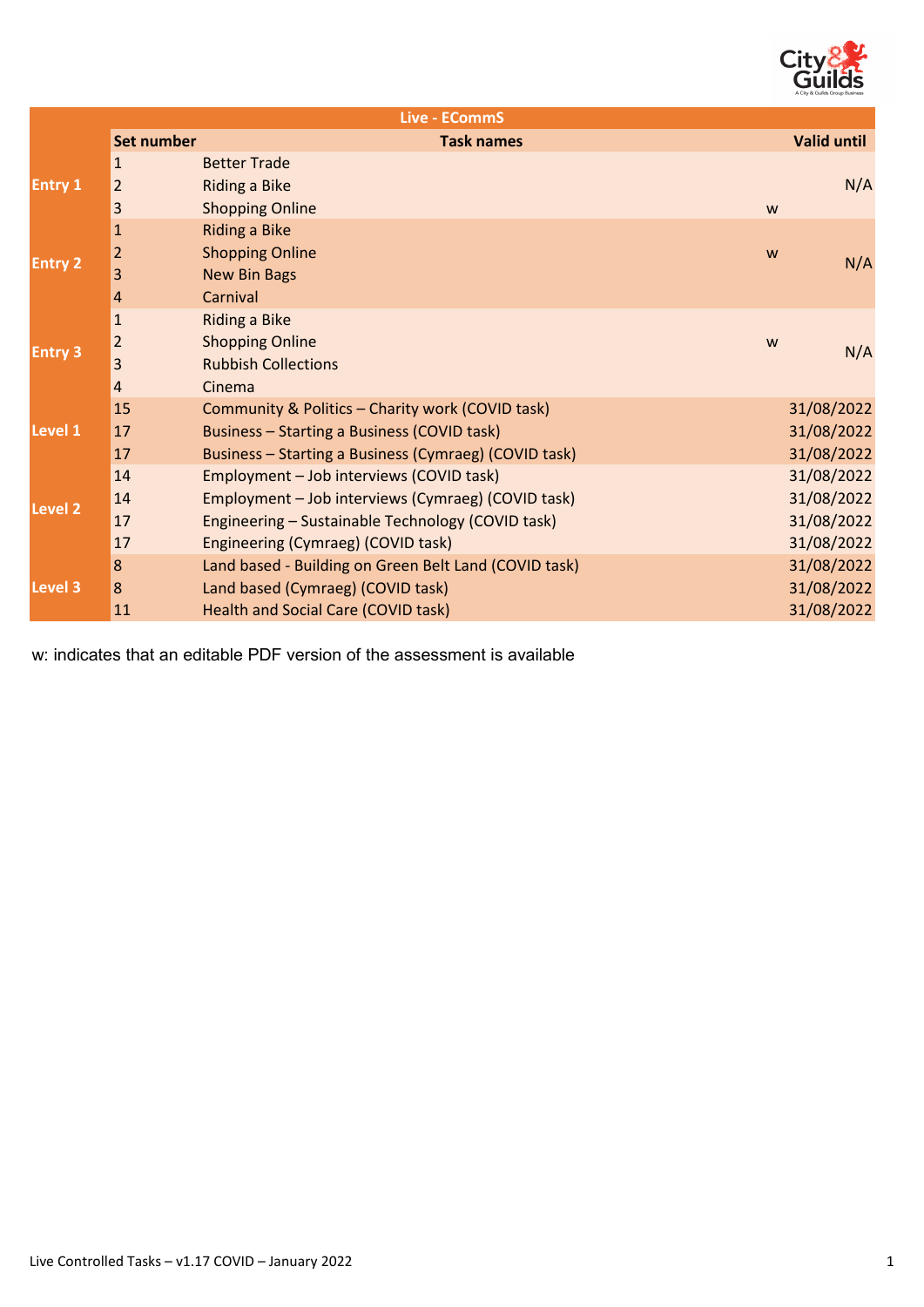| Live - ECommS | | | | |
|---|---|---|---|---|
| | Set number | Task names | | Valid until |
| Entry 1 | 1 | Better Trade | | N/A |
| | 2 | Riding a Bike | | |
| | 3 | Shopping Online | w | |
| Entry 2 | 1 | Riding a Bike | | N/A |
| | 2 | Shopping Online | w | |
| | 3 | New Bin Bags | | |
| | 4 | Carnival | | |
| Entry 3 | 1 | Riding a Bike | | N/A |
| | 2 | Shopping Online | w | |
| | 3 | Rubbish Collections | | |
| | 4 | Cinema | | |
| Level 1 | 15 | Community & Politics – Charity work (COVID task) | | 31/08/2022 |
| | 17 | Business – Starting a Business (COVID task) | | 31/08/2022 |
| | 17 | Business – Starting a Business (Cymraeg) (COVID task) | | 31/08/2022 |
| Level 2 | 14 | Employment – Job interviews (COVID task) | | 31/08/2022 |
| | 14 | Employment – Job interviews (Cymraeg) (COVID task) | | 31/08/2022 |
| | 17 | Engineering – Sustainable Technology (COVID task) | | 31/08/2022 |
| | 17 | Engineering (Cymraeg) (COVID task) | | 31/08/2022 |
| Level 3 | 8 | Land based - Building on Green Belt Land (COVID task) | | 31/08/2022 |
| | 8 | Land based (Cymraeg) (COVID task) | | 31/08/2022 |
| | 11 | Health and Social Care (COVID task) | | 31/08/2022 |

w: indicates that an editable PDF version of the assessment is available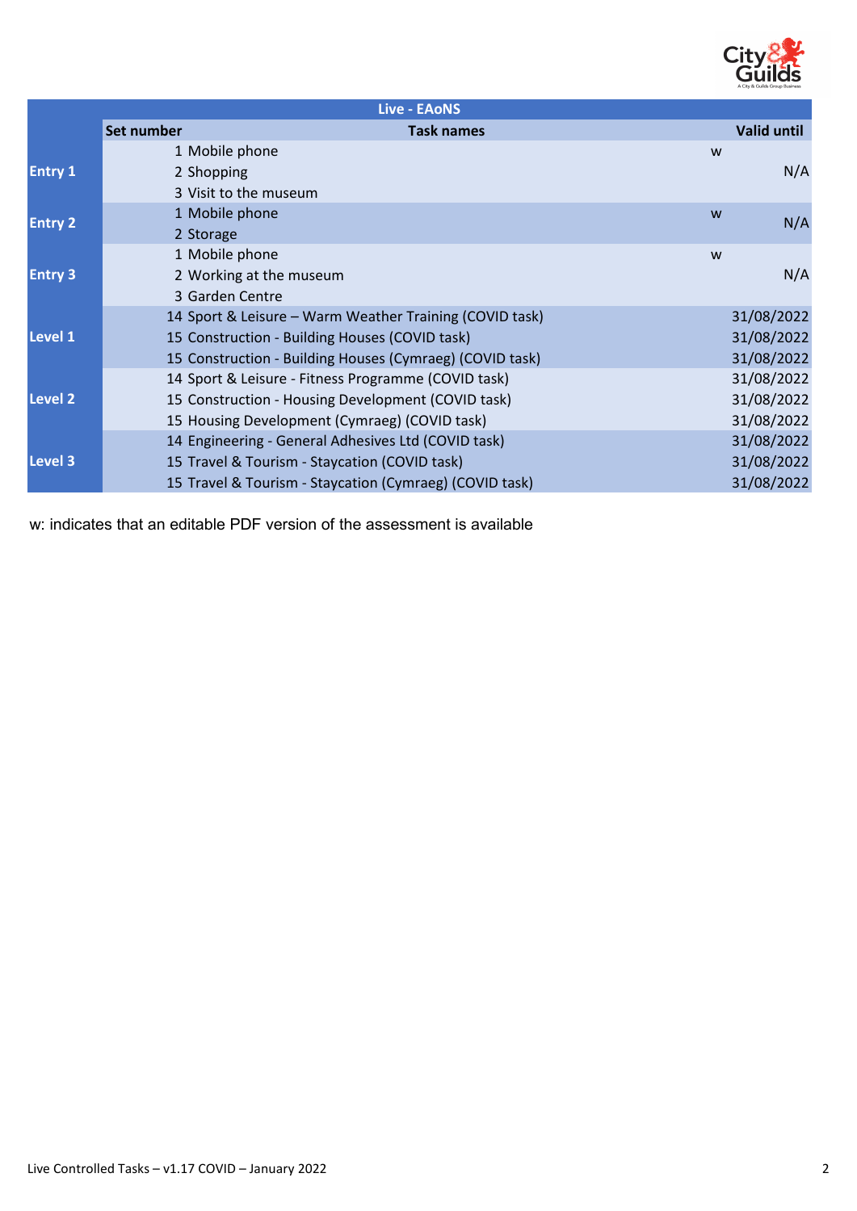| Live - EAoNS | | | | |
|---|---|---|---|---|
| | Set number | Task names | | Valid until |
| Entry 1 | 1 | Mobile phone | w | N/A |
| | 2 | Shopping | | |
| | 3 | Visit to the museum | | |
| Entry 2 | 1 | Mobile phone | w | N/A |
| | 2 | Storage | | |
| Entry 3 | 1 | Mobile phone | w | N/A |
| | 2 | Working at the museum | | |
| | 3 | Garden Centre | | |
| Level 1 | 14 | Sport & Leisure – Warm Weather Training (COVID task) | | 31/08/2022 |
| | 15 | Construction - Building Houses (COVID task) | | 31/08/2022 |
| | 15 | Construction - Building Houses (Cymraeg) (COVID task) | | 31/08/2022 |
| Level 2 | 14 | Sport & Leisure - Fitness Programme (COVID task) | | 31/08/2022 |
| | 15 | Construction - Housing Development (COVID task) | | 31/08/2022 |
| | 15 | Housing Development (Cymraeg) (COVID task) | | 31/08/2022 |
| Level 3 | 14 | Engineering - General Adhesives Ltd (COVID task) | | 31/08/2022 |
| | 15 | Travel & Tourism - Staycation (COVID task) | | 31/08/2022 |
| | 15 | Travel & Tourism - Staycation (Cymraeg) (COVID task) | | 31/08/2022 |

w: indicates that an editable PDF version of the assessment is available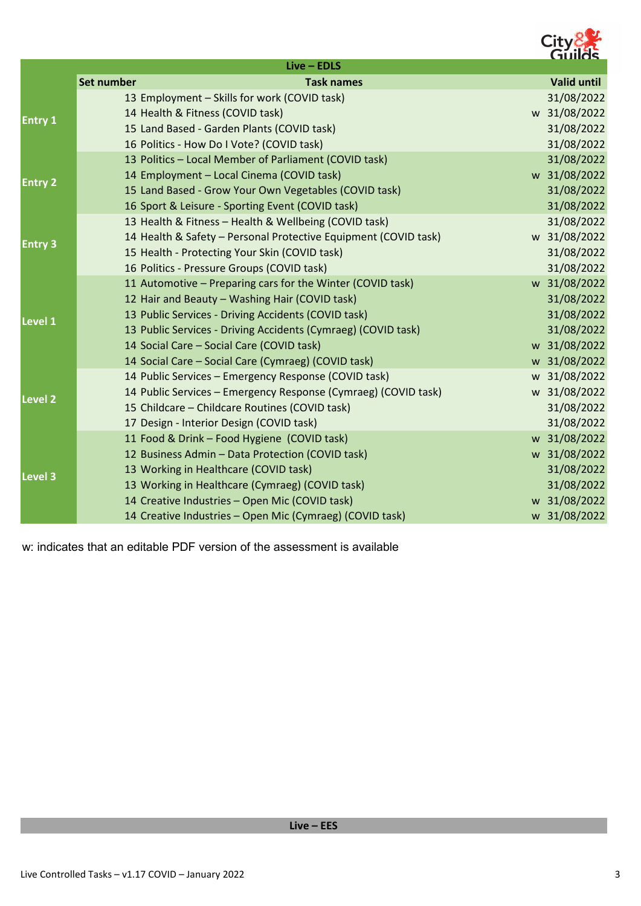| Live – EDLS | | | |
|---|---|---|---|
| | **Set number** | **Task names** | **Valid until** |
| **Entry 1** | 13 | Employment – Skills for work (COVID task) | 31/08/2022 |
| | 14 | Health & Fitness (COVID task) | w 31/08/2022 |
| | 15 | Land Based - Garden Plants (COVID task) | 31/08/2022 |
| | 16 | Politics - How Do I Vote? (COVID task) | 31/08/2022 |
| **Entry 2** | 13 | Politics – Local Member of Parliament (COVID task) | 31/08/2022 |
| | 14 | Employment – Local Cinema (COVID task) | w 31/08/2022 |
| | 15 | Land Based - Grow Your Own Vegetables (COVID task) | 31/08/2022 |
| | 16 | Sport & Leisure - Sporting Event (COVID task) | 31/08/2022 |
| **Entry 3** | 13 | Health & Fitness – Health & Wellbeing (COVID task) | 31/08/2022 |
| | 14 | Health & Safety – Personal Protective Equipment (COVID task) | w 31/08/2022 |
| | 15 | Health - Protecting Your Skin (COVID task) | 31/08/2022 |
| | 16 | Politics - Pressure Groups (COVID task) | 31/08/2022 |
| **Level 1** | 11 | Automotive – Preparing cars for the Winter (COVID task) | w 31/08/2022 |
| | 12 | Hair and Beauty – Washing Hair (COVID task) | 31/08/2022 |
| | 13 | Public Services - Driving Accidents (COVID task) | 31/08/2022 |
| | 13 | Public Services - Driving Accidents (Cymraeg) (COVID task) | 31/08/2022 |
| | 14 | Social Care – Social Care (COVID task) | w 31/08/2022 |
| | 14 | Social Care – Social Care (Cymraeg) (COVID task) | w 31/08/2022 |
| **Level 2** | 14 | Public Services – Emergency Response (COVID task) | w 31/08/2022 |
| | 14 | Public Services – Emergency Response (Cymraeg) (COVID task) | w 31/08/2022 |
| | 15 | Childcare – Childcare Routines (COVID task) | 31/08/2022 |
| | 17 | Design - Interior Design (COVID task) | 31/08/2022 |
| **Level 3** | 11 | Food & Drink – Food Hygiene (COVID task) | w 31/08/2022 |
| | 12 | Business Admin – Data Protection (COVID task) | w 31/08/2022 |
| | 13 | Working in Healthcare (COVID task) | 31/08/2022 |
| | 13 | Working in Healthcare (Cymraeg) (COVID task) | 31/08/2022 |
| | 14 | Creative Industries – Open Mic (COVID task) | w 31/08/2022 |
| | 14 | Creative Industries – Open Mic (Cymraeg) (COVID task) | w 31/08/2022 |

w: indicates that an editable PDF version of the assessment is available

**Live – EES**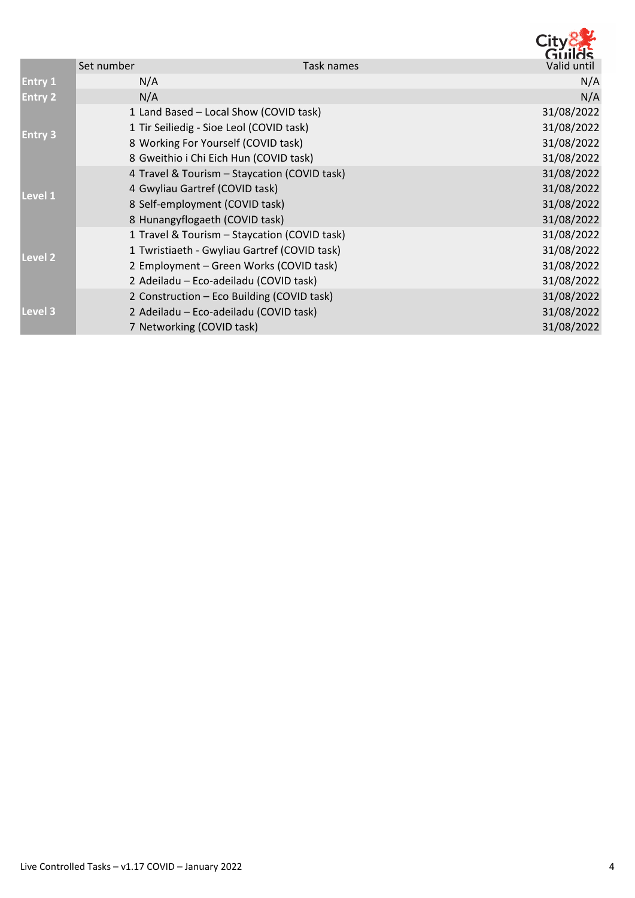| | Set number | Task names | Valid until |
|---|---|---|---|
| Entry 1 | N/A | | N/A |
| Entry 2 | N/A | | N/A |
| Entry 3 | 1 | Land Based – Local Show (COVID task) | 31/08/2022 |
| | 1 | Tir Seiliedig - Sioe Leol (COVID task) | 31/08/2022 |
| | 8 | Working For Yourself (COVID task) | 31/08/2022 |
| | 8 | Gweithio i Chi Eich Hun (COVID task) | 31/08/2022 |
| Level 1 | 4 | Travel & Tourism – Staycation (COVID task) | 31/08/2022 |
| | 4 | Gwyliau Gartref (COVID task) | 31/08/2022 |
| | 8 | Self-employment (COVID task) | 31/08/2022 |
| | 8 | Hunangyflogaeth (COVID task) | 31/08/2022 |
| Level 2 | 1 | Travel & Tourism – Staycation (COVID task) | 31/08/2022 |
| | 1 | Twristiaeth - Gwyliau Gartref (COVID task) | 31/08/2022 |
| | 2 | Employment – Green Works (COVID task) | 31/08/2022 |
| | 2 | Adeiladu – Eco-adeiladu (COVID task) | 31/08/2022 |
| Level 3 | 2 | Construction – Eco Building (COVID task) | 31/08/2022 |
| | 2 | Adeiladu – Eco-adeiladu (COVID task) | 31/08/2022 |
| | 7 | Networking (COVID task) | 31/08/2022 |